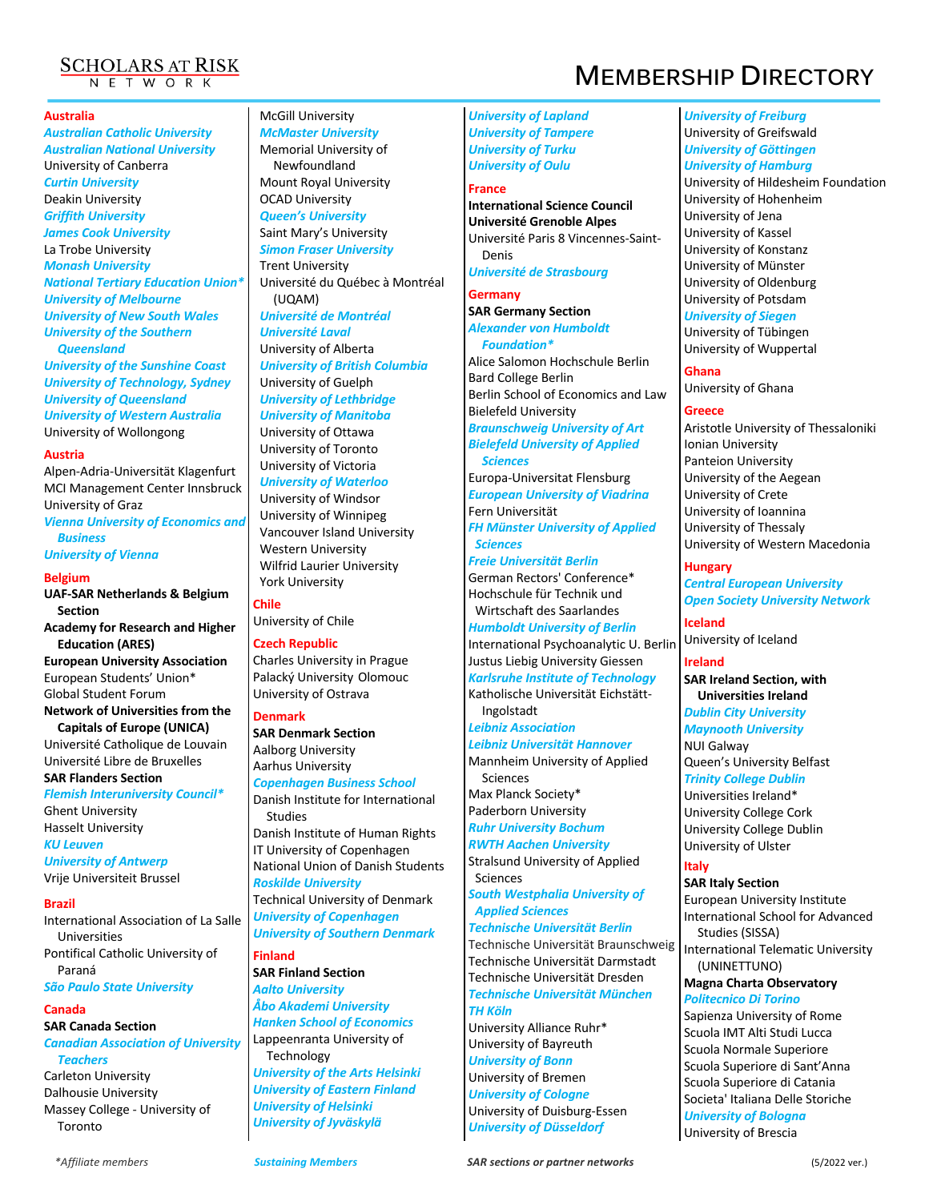# SCHOLARS AT RISK NETWORK

# MEMBERSHIP DIRECTORY

## Australia

*Australian Catholic University*
*Australian National University*
University of Canberra
*Curtin University*
Deakin University
*Griffith University*
*James Cook University*
La Trobe University
*Monash University*
*National Tertiary Education Union**
*University of Melbourne*
*University of New South Wales*
*University of the Southern Queensland*
*University of the Sunshine Coast*
*University of Technology, Sydney*
*University of Queensland*
*University of Western Australia*
University of Wollongong

## Austria

Alpen-Adria-Universität Klagenfurt
MCI Management Center Innsbruck
University of Graz
*Vienna University of Economics and Business*
*University of Vienna*

## Belgium

**UAF-SAR Netherlands & Belgium Section**
**Academy for Research and Higher Education (ARES)**
**European University Association**
European Students' Union*
Global Student Forum
**Network of Universities from the Capitals of Europe (UNICA)**
Université Catholique de Louvain
Université Libre de Bruxelles
**SAR Flanders Section**
*Flemish Interuniversity Council**
Ghent University
Hasselt University
*KU Leuven*
*University of Antwerp*
Vrije Universiteit Brussel

## Brazil

International Association of La Salle Universities
Pontifical Catholic University of Paraná
*São Paulo State University*

## Canada

**SAR Canada Section**
*Canadian Association of University Teachers*
Carleton University
Dalhousie University
Massey College - University of Toronto
McGill University
*McMaster University*
Memorial University of Newfoundland
Mount Royal University
OCAD University
*Queen's University*
Saint Mary's University
*Simon Fraser University*
Trent University
Université du Québec à Montréal (UQAM)
*Université de Montréal*
*Université Laval*
University of Alberta
*University of British Columbia*
University of Guelph
*University of Lethbridge*
*University of Manitoba*
University of Ottawa
University of Toronto
University of Victoria
*University of Waterloo*
University of Windsor
University of Winnipeg
Vancouver Island University
Western University
Wilfrid Laurier University
York University

## Chile

University of Chile

## Czech Republic

Charles University in Prague
Palacký University Olomouc
University of Ostrava

## Denmark

**SAR Denmark Section**
Aalborg University
Aarhus University
*Copenhagen Business School*
Danish Institute for International Studies
Danish Institute of Human Rights
IT University of Copenhagen
National Union of Danish Students
*Roskilde University*
Technical University of Denmark
*University of Copenhagen*
*University of Southern Denmark*

## Finland

**SAR Finland Section**
*Aalto University*
*Åbo Akademi University*
*Hanken School of Economics*
Lappeenranta University of Technology
*University of the Arts Helsinki*
*University of Eastern Finland*
*University of Helsinki*
*University of Jyväskylä*
*University of Lapland*
*University of Tampere*
*University of Turku*
*University of Oulu*

## France

**International Science Council**
**Université Grenoble Alpes**
Université Paris 8 Vincennes-Saint-Denis
*Université de Strasbourg*

## Germany

**SAR Germany Section**
*Alexander von Humboldt Foundation**
Alice Salomon Hochschule Berlin
Bard College Berlin
Berlin School of Economics and Law
Bielefeld University
*Braunschweig University of Art*
*Bielefeld University of Applied Sciences*
Europa-Universitat Flensburg
*European University of Viadrina*
Fern Universität
*FH Münster University of Applied Sciences*
*Freie Universität Berlin*
German Rectors' Conference*
Hochschule für Technik und Wirtschaft des Saarlandes
*Humboldt University of Berlin*
International Psychoanalytic U. Berlin
Justus Liebig University Giessen
*Karlsruhe Institute of Technology*
Katholische Universität Eichstätt-Ingolstadt
*Leibniz Association*
*Leibniz Universität Hannover*
Mannheim University of Applied Sciences
Max Planck Society*
Paderborn University
*Ruhr University Bochum*
*RWTH Aachen University*
Stralsund University of Applied Sciences
*South Westphalia University of Applied Sciences*
*Technische Universität Berlin*
Technische Universität Braunschweig
Technische Universität Darmstadt
Technische Universität Dresden
*Technische Universität München*
*TH Köln*
University Alliance Ruhr*
University of Bayreuth
*University of Bonn*
University of Bremen
*University of Cologne*
University of Duisburg-Essen
*University of Düsseldorf*
*University of Freiburg*
University of Greifswald
*University of Göttingen*
*University of Hamburg*
University of Hildesheim Foundation
University of Hohenheim
University of Jena
University of Kassel
University of Konstanz
University of Münster
University of Oldenburg
University of Potsdam
*University of Siegen*
University of Tübingen
University of Wuppertal

## Ghana

University of Ghana

## Greece

Aristotle University of Thessaloniki
Ionian University
Panteion University
University of the Aegean
University of Crete
University of Ioannina
University of Thessaly
University of Western Macedonia

## Hungary

*Central European University*
*Open Society University Network*

## Iceland

University of Iceland

## Ireland

**SAR Ireland Section, with Universities Ireland**
*Dublin City University*
*Maynooth University*
NUI Galway
Queen's University Belfast
*Trinity College Dublin*
Universities Ireland*
University College Cork
University College Dublin
University of Ulster

## Italy

**SAR Italy Section**
European University Institute
International School for Advanced Studies (SISSA)
International Telematic University (UNINETTUNO)
**Magna Charta Observatory**
*Politecnico Di Torino*
Sapienza University of Rome
Scuola IMT Alti Studi Lucca
Scuola Normale Superiore
Scuola Superiore di Sant'Anna
Scuola Superiore di Catania
Societa' Italiana Delle Storiche
*University of Bologna*
University of Brescia

---

\*Affiliate members | *Sustaining Members* | **SAR sections or partner networks** | (5/2022 ver.)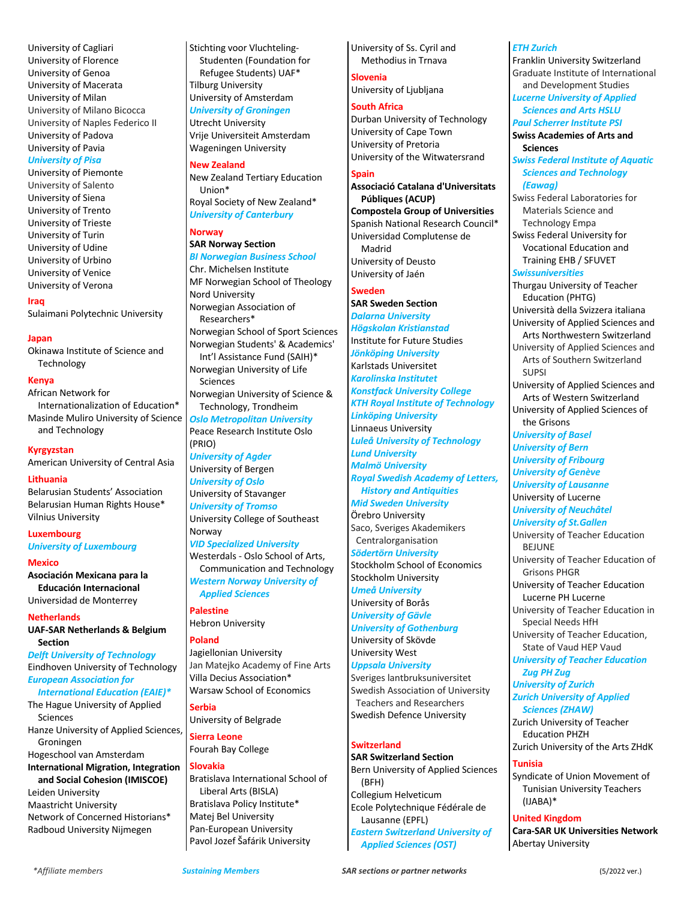University of Cagliari
University of Florence
University of Genoa
University of Macerata
University of Milan
University of Milano Bicocca
University of Naples Federico II
University of Padova
University of Pavia
*University of Pisa*
University of Piemonte
University of Salento
University of Siena
University of Trento
University of Trieste
University of Turin
University of Udine
University of Urbino
University of Venice
University of Verona

## Iraq

Sulaimani Polytechnic University

## Japan

Okinawa Institute of Science and Technology

## Kenya

African Network for Internationalization of Education*
Masinde Muliro University of Science and Technology

## Kyrgyzstan

American University of Central Asia

## Lithuania

Belarusian Students' Association
Belarusian Human Rights House*
Vilnius University

## Luxembourg

*University of Luxembourg*

## Mexico

**Asociación Mexicana para la Educación Internacional**
Universidad de Monterrey

## Netherlands

**UAF-SAR Netherlands & Belgium Section**
*Delft University of Technology*
Eindhoven University of Technology
*European Association for International Education (EAIE)**
The Hague University of Applied Sciences
Hanze University of Applied Sciences, Groningen
Hogeschool van Amsterdam
**International Migration, Integration and Social Cohesion (IMISCOE)**
Leiden University
Maastricht University
Network of Concerned Historians*
Radboud University Nijmegen
Stichting voor Vluchteling-Studenten (Foundation for Refugee Students) UAF*
Tilburg University
University of Amsterdam
*University of Groningen*
Utrecht University
Vrije Universiteit Amsterdam
Wageningen University

## New Zealand

New Zealand Tertiary Education Union*
Royal Society of New Zealand*
*University of Canterbury*

## Norway

**SAR Norway Section**
*BI Norwegian Business School*
Chr. Michelsen Institute
MF Norwegian School of Theology
Nord University
Norwegian Association of Researchers*
Norwegian School of Sport Sciences
Norwegian Students' & Academics' Int'l Assistance Fund (SAIH)*
Norwegian University of Life Sciences
Norwegian University of Science & Technology, Trondheim
*Oslo Metropolitan University*
Peace Research Institute Oslo (PRIO)
*University of Agder*
University of Bergen
*University of Oslo*
University of Stavanger
*University of Tromso*
University College of Southeast Norway
*VID Specialized University*
Westerdals - Oslo School of Arts, Communication and Technology
*Western Norway University of Applied Sciences*

## Palestine

Hebron University

## Poland

Jagiellonian University
Jan Matejko Academy of Fine Arts
Villa Decius Association*
Warsaw School of Economics

## Serbia

University of Belgrade

## Sierra Leone

Fourah Bay College

## Slovakia

Bratislava International School of Liberal Arts (BISLA)
Bratislava Policy Institute*
Matej Bel University
Pan-European University
Pavol Jozef Šafárik University
University of Ss. Cyril and Methodius in Trnava

## Slovenia

University of Ljubljana

## South Africa

Durban University of Technology
University of Cape Town
University of Pretoria
University of the Witwatersrand

## Spain

**Associació Catalana d'Universitats Públiques (ACUP)**
**Compostela Group of Universities**
Spanish National Research Council*
Universidad Complutense de Madrid
University of Deusto
University of Jaén

## Sweden

**SAR Sweden Section**
*Dalarna University*
*Högskolan Kristianstad*
Institute for Future Studies
*Jönköping University*
Karlstads Universitet
*Karolinska Institutet*
*Konstfack University College*
*KTH Royal Institute of Technology*
*Linköping University*
Linnaeus University
*Luleå University of Technology*
*Lund University*
*Malmö University*
*Royal Swedish Academy of Letters, History and Antiquities*
*Mid Sweden University*
Örebro University
Saco, Sveriges Akademikers Centralorganisation
*Södertörn University*
Stockholm School of Economics
Stockholm University
*Umeå University*
University of Borås
*University of Gävle*
*University of Gothenburg*
University of Skövde
University West
*Uppsala University*
Sveriges lantbruksuniversitet
Swedish Association of University Teachers and Researchers
Swedish Defence University

## Switzerland

**SAR Switzerland Section**
Bern University of Applied Sciences (BFH)
Collegium Helveticum
Ecole Polytechnique Fédérale de Lausanne (EPFL)
*Eastern Switzerland University of Applied Sciences (OST)*
*ETH Zurich*
Franklin University Switzerland
Graduate Institute of International and Development Studies
*Lucerne University of Applied Sciences and Arts HSLU*
*Paul Scherrer Institute PSI*
**Swiss Academies of Arts and Sciences**
*Swiss Federal Institute of Aquatic Sciences and Technology (Eawag)*
Swiss Federal Laboratories for Materials Science and Technology Empa
Swiss Federal University for Vocational Education and Training EHB / SFUVET
*Swissuniversities*
Thurgau University of Teacher Education (PHTG)
Università della Svizzera italiana
University of Applied Sciences and Arts Northwestern Switzerland
University of Applied Sciences and Arts of Southern Switzerland SUPSI
University of Applied Sciences and Arts of Western Switzerland
University of Applied Sciences of the Grisons
*University of Basel*
*University of Bern*
*University of Fribourg*
*University of Genève*
*University of Lausanne*
University of Lucerne
*University of Neuchâtel*
*University of St.Gallen*
University of Teacher Education BEJUNE
University of Teacher Education of Grisons PHGR
University of Teacher Education Lucerne PH Lucerne
University of Teacher Education in Special Needs HfH
University of Teacher Education, State of Vaud HEP Vaud
*University of Teacher Education Zug PH Zug*
*University of Zurich*
*Zurich University of Applied Sciences (ZHAW)*
Zurich University of Teacher Education PHZH
Zurich University of the Arts ZHdK

## Tunisia

Syndicate of Union Movement of Tunisian University Teachers (IJABA)*

## United Kingdom

**Cara-SAR UK Universities Network**
Abertay University

*\*Affiliate members* — *Sustaining Members* — ***SAR sections or partner networks*** — (5/2022 ver.)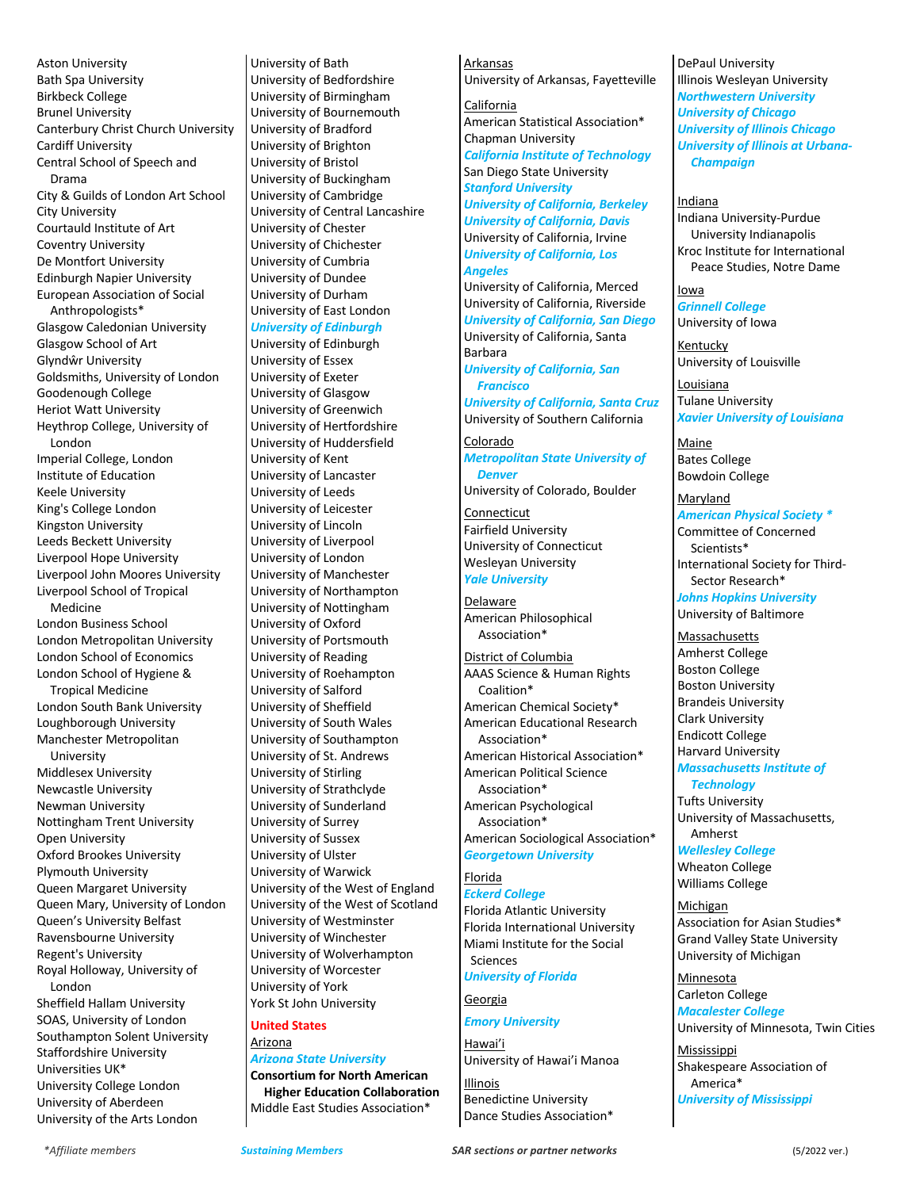Aston University
Bath Spa University
Birkbeck College
Brunel University
Canterbury Christ Church University
Cardiff University
Central School of Speech and Drama
City & Guilds of London Art School
City University
Courtauld Institute of Art
Coventry University
De Montfort University
Edinburgh Napier University
European Association of Social Anthropologists*
Glasgow Caledonian University
Glasgow School of Art
Glyndŵr University
Goldsmiths, University of London
Goodenough College
Heriot Watt University
Heythrop College, University of London
Imperial College, London
Institute of Education
Keele University
King's College London
Kingston University
Leeds Beckett University
Liverpool Hope University
Liverpool John Moores University
Liverpool School of Tropical Medicine
London Business School
London Metropolitan University
London School of Economics
London School of Hygiene & Tropical Medicine
London South Bank University
Loughborough University
Manchester Metropolitan University
Middlesex University
Newcastle University
Newman University
Nottingham Trent University
Open University
Oxford Brookes University
Plymouth University
Queen Margaret University
Queen Mary, University of London
Queen's University Belfast
Ravensbourne University
Regent's University
Royal Holloway, University of London
Sheffield Hallam University
SOAS, University of London
Southampton Solent University
Staffordshire University
Universities UK*
University College London
University of Aberdeen
University of the Arts London
University of Bath
University of Bedfordshire
University of Birmingham
University of Bournemouth
University of Bradford
University of Brighton
University of Bristol
University of Buckingham
University of Cambridge
University of Central Lancashire
University of Chester
University of Chichester
University of Cumbria
University of Dundee
University of Durham
University of East London
***University of Edinburgh***
University of Edinburgh
University of Essex
University of Exeter
University of Glasgow
University of Greenwich
University of Hertfordshire
University of Huddersfield
University of Kent
University of Lancaster
University of Leeds
University of Leicester
University of Lincoln
University of Liverpool
University of London
University of Manchester
University of Northampton
University of Nottingham
University of Oxford
University of Portsmouth
University of Reading
University of Roehampton
University of Salford
University of Sheffield
University of South Wales
University of Southampton
University of St. Andrews
University of Stirling
University of Strathclyde
University of Sunderland
University of Surrey
University of Sussex
University of Ulster
University of Warwick
University of the West of England
University of the West of Scotland
University of Westminster
University of Winchester
University of Wolverhampton
University of Worcester
University of York
York St John University

## United States

Arizona
***Arizona State University***
**Consortium for North American Higher Education Collaboration**
Middle East Studies Association*

Arkansas
University of Arkansas, Fayetteville

California
American Statistical Association*
Chapman University
***California Institute of Technology***
San Diego State University
***Stanford University***
***University of California, Berkeley***
***University of California, Davis***
University of California, Irvine
***University of California, Los Angeles***
University of California, Merced
University of California, Riverside
***University of California, San Diego***
University of California, Santa Barbara
***University of California, San Francisco***
***University of California, Santa Cruz***
University of Southern California

Colorado
***Metropolitan State University of Denver***
University of Colorado, Boulder

Connecticut
Fairfield University
University of Connecticut
Wesleyan University
***Yale University***

Delaware
American Philosophical Association*

District of Columbia
AAAS Science & Human Rights Coalition*
American Chemical Society*
American Educational Research Association*
American Historical Association*
American Political Science Association*
American Psychological Association*
American Sociological Association*
***Georgetown University***

Florida
***Eckerd College***
Florida Atlantic University
Florida International University
Miami Institute for the Social Sciences
***University of Florida***

Georgia
***Emory University***

Hawai'i
University of Hawai'i Manoa

Illinois
Benedictine University
Dance Studies Association*
DePaul University
Illinois Wesleyan University
***Northwestern University***
***University of Chicago***
***University of Illinois Chicago***
***University of Illinois at Urbana-Champaign***

Indiana
Indiana University-Purdue University Indianapolis
Kroc Institute for International Peace Studies, Notre Dame

Iowa
***Grinnell College***
University of Iowa

Kentucky
University of Louisville

Louisiana
Tulane University
***Xavier University of Louisiana***

Maine
Bates College
Bowdoin College

Maryland
***American Physical Society \****
Committee of Concerned Scientists*
International Society for Third-Sector Research*
***Johns Hopkins University***
University of Baltimore

Massachusetts
Amherst College
Boston College
Boston University
Brandeis University
Clark University
Endicott College
Harvard University
***Massachusetts Institute of Technology***
Tufts University
University of Massachusetts, Amherst
***Wellesley College***
Wheaton College
Williams College

Michigan
Association for Asian Studies*
Grand Valley State University
University of Michigan

Minnesota
Carleton College
***Macalester College***
University of Minnesota, Twin Cities

Mississippi
Shakespeare Association of America*
***University of Mississippi***

*\*Affiliate members* | ***Sustaining Members*** | ***SAR sections or partner networks*** | (5/2022 ver.)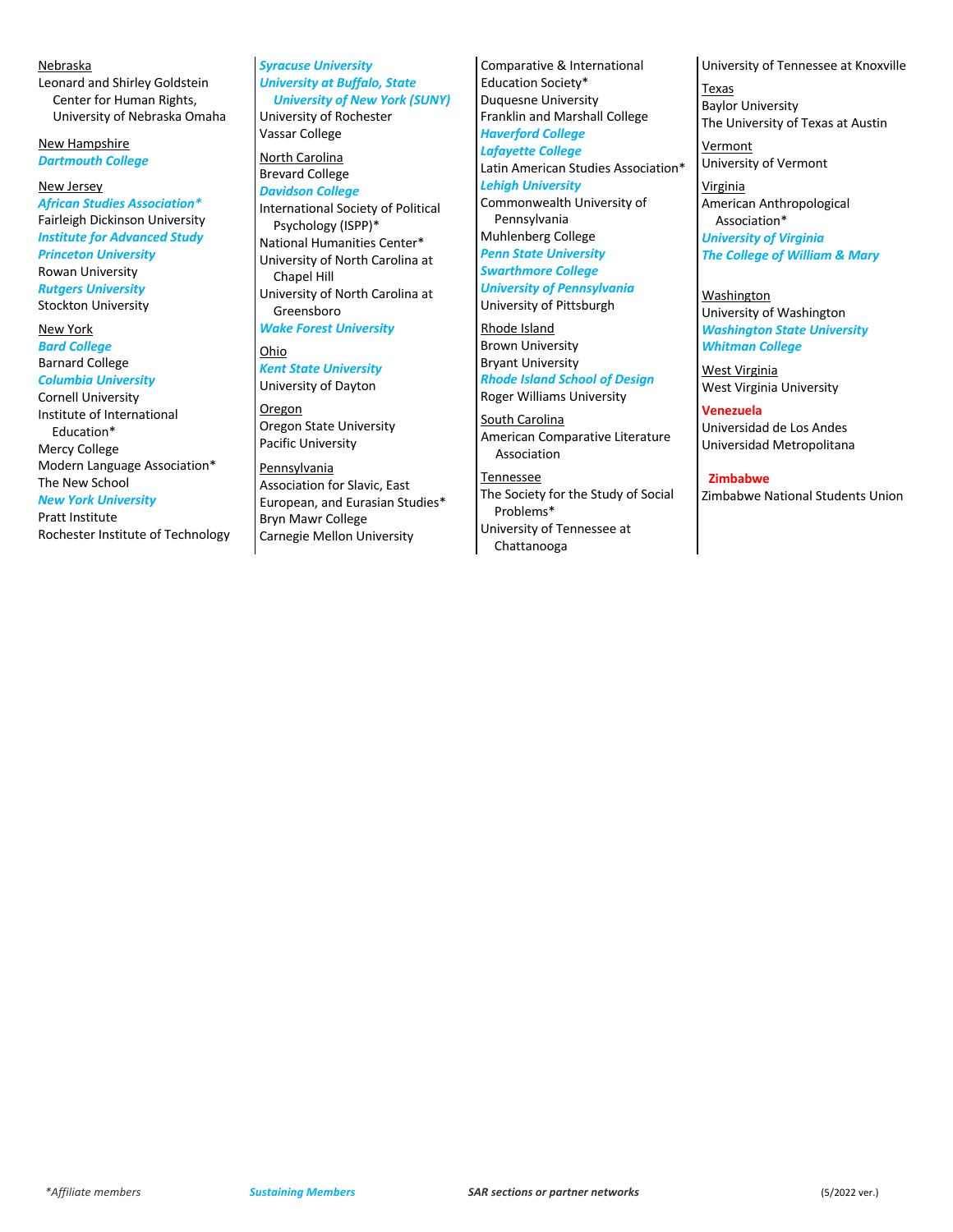Nebraska

Leonard and Shirley Goldstein Center for Human Rights, University of Nebraska Omaha

New Hampshire

***Dartmouth College***

New Jersey

***African Studies Association****

Fairleigh Dickinson University

***Institute for Advanced Study***

***Princeton University***

Rowan University

***Rutgers University***

Stockton University

New York

***Bard College***

Barnard College

***Columbia University***

Cornell University

Institute of International Education*

Mercy College

Modern Language Association*

The New School

***New York University***

Pratt Institute

Rochester Institute of Technology

***Syracuse University***

***University at Buffalo, State University of New York (SUNY)***

University of Rochester

Vassar College

North Carolina

Brevard College

***Davidson College***

International Society of Political Psychology (ISPP)*

National Humanities Center*

University of North Carolina at Chapel Hill

University of North Carolina at Greensboro

***Wake Forest University***

Ohio

***Kent State University***

University of Dayton

Oregon

Oregon State University

Pacific University

Pennsylvania

Association for Slavic, East European, and Eurasian Studies*

Bryn Mawr College

Carnegie Mellon University

Comparative & International Education Society*

Duquesne University

Franklin and Marshall College

***Haverford College***

***Lafayette College***

Latin American Studies Association*

***Lehigh University***

Commonwealth University of Pennsylvania

Muhlenberg College

***Penn State University***

***Swarthmore College***

***University of Pennsylvania***

University of Pittsburgh

Rhode Island

Brown University

Bryant University

***Rhode Island School of Design***

Roger Williams University

South Carolina

American Comparative Literature Association

Tennessee

The Society for the Study of Social Problems*

University of Tennessee at Chattanooga

University of Tennessee at Knoxville

Texas

Baylor University

The University of Texas at Austin

Vermont

University of Vermont

Virginia

American Anthropological Association*

***University of Virginia***

***The College of William & Mary***

Washington

University of Washington

***Washington State University***

***Whitman College***

West Virginia

West Virginia University

**Venezuela**

Universidad de Los Andes

Universidad Metropolitana

**Zimbabwe**

Zimbabwe National Students Union

*Affiliate members | ***Sustaining Members*** | ***SAR sections or partner networks*** | (5/2022 ver.)